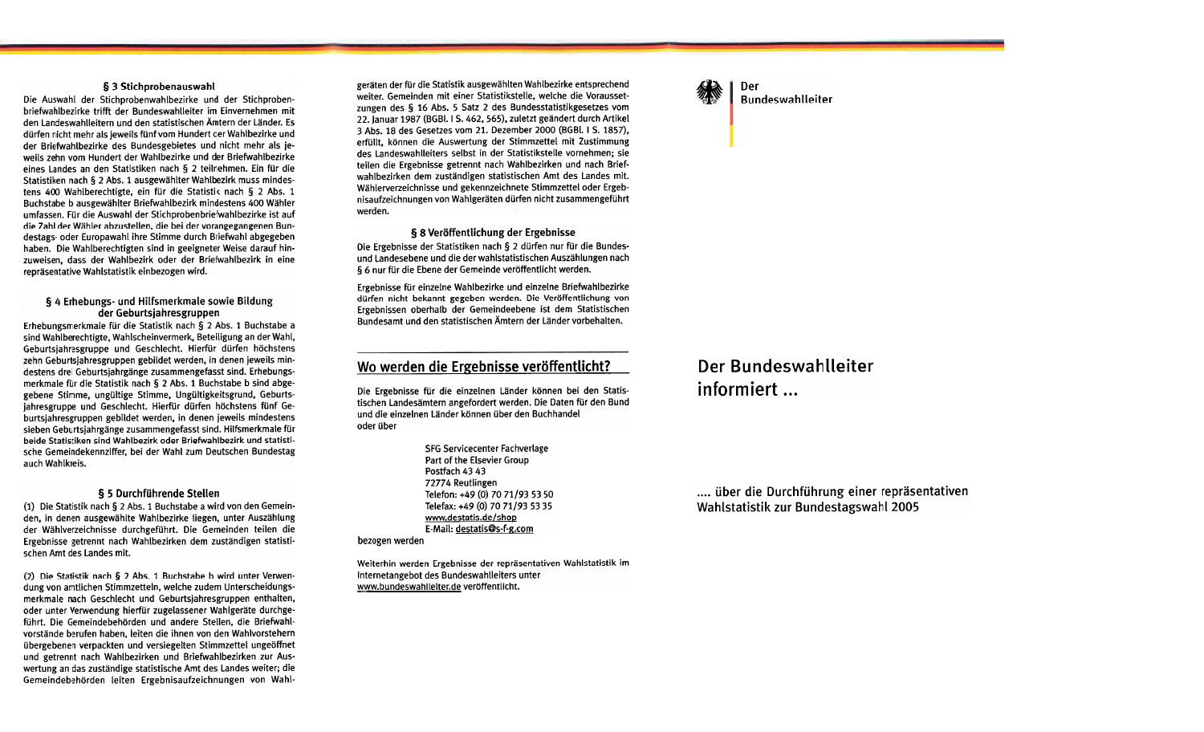### § 3 Stichprobenauswahl

Die Auswahl der Stichprobenwahlbezirke und der Stichprobenbriefwahlbezirke trifft der Bundeswahlleiter im Einvernehmen mit den Landeswahlleitern und den statistischen Ämtern der Länder. Es dürfen nicht mehr als jeweils fünf vom Hundert der Wahlbezirke und der Briefwahlbezirke des Bundesgebietes und nicht mehr als jeweils zehn vom Hundert der Wahlbezirke und der Briefwahlbezirke eines Landes an den Statistiken nach § 2 teilnehmen. Ein für die Statistiken nach § 2 Abs. 1 ausgewählter Wahlbezirk muss mindestens 400 Wahlberechtigte, ein für die Statistik nach § 2 Abs. 1 Buchstabe b ausgewählter Briefwahlbezirk mindestens 400 Wähler umfassen. Für die Auswahl der Stichprobenbriefwahlbezirke ist auf die Zahl der Wähler abzustellen, die bei der vorangegangenen Bundestags- oder Europawahl ihre Stimme durch Briefwahl abgegeben haben. Die Wahlberechtigten sind in geeigneter Weise darauf hinzuweisen, dass der Wahlbezirk oder der Briefwahlbezirk in eine repräsentative Wahlstatistik einbezogen wird.

### § 4 Erhebungs- und Hilfsmerkmale sowie Bildung der Geburtsjahresgruppen

Erhebungsmerkmale für die Statistik nach § 2 Abs. 1 Buchstabe a sind Wahlberechtigte, Wahlscheinvermerk, Beteiligung an der Wahl, Geburtsjahresgruppe und Geschlecht. Hierfür dürfen höchstens zehn Geburtsjahresgruppen gebildet werden, in denen jeweils mindestens drei Geburtsjahrgänge zusammengefasst sind. Erhebungsmerkmale für die Statistik nach § 2 Abs. 1 Buchstabe b sind abgegebene Stimme, ungültige Stimme, Ungültigkeitsgrund, Geburtsjahresgruppe und Geschlecht. Hierfür dürfen höchstens fünf Geburtsjahresgruppen gebildet werden, in denen jeweils mindestens sieben Geburtsjahrgänge zusammengefasst sind. Hilfsmerkmale für beide Statistiken sind Wahlbezirk oder Briefwahlbezirk und statistische Gemeindekennziffer, bei der Wahl zum Deutschen Bundestag auch Wahlkreis.

### § 5 Durchführende Stellen

(1) Die Statistik nach § 2 Abs. 1 Buchstabe a wird von den Gemeinden, in denen ausgewählte Wahlbezirke liegen, unter Auszählung der Wählverzeichnisse durchgeführt. Die Gemeinden teilen die Ergebnisse getrennt nach Wahlbezirken dem zuständigen statistischen Amt des Landes mit.

(2) Die Statistik nach § 2 Abs. 1 Buchstabe b wird unter Verwendung von amtlichen Stimmzetteln, welche zudem Unterscheidungsmerkmale nach Geschlecht und Geburtsjahresgruppen enthalten, oder unter Verwendung hierfür zugelassener Wahlgeräte durchgeführt. Die Gemeindebehörden und andere Stellen, die Briefwahlvorstände berufen haben, leiten die ihnen von den Wahlvorstehern übergebenen verpackten und versiegelten Stimmzettel ungeöffnet und getrennt nach Wahlbezirken und Briefwahlbezirken zur Auswertung an das zuständige statistische Amt des Landes weiter; die Gemeindebehörden leiten Ergebnisaufzeichnungen von Wahlgeräten der für die Statistik ausgewählten Wahlbezirke entsprechend weiter. Gemeinden mit einer Statistikstelle, welche die Voraussetzungen des § 16 Abs. 5 Satz 2 des Bundesstatistikgesetzes vom 22. Januar 1987 (BGBl. I S. 462, 565), zuletzt geändert durch Artikel 3 Abs. 18 des Gesetzes vom 21. Dezember 2000 (BGBl. I S. 1857), erfüllt, können die Auswertung der Stimmzettel mit Zustimmung des Landeswahlleiters selbst in der Statistikstelle vornehmen; sie teilen die Ergebnisse getrennt nach Wahlbezirken und nach Briefwahlbezirken dem zuständigen statistischen Amt des Landes mit. Wählerverzeichnisse und gekennzeichnete Stimmzettel oder Ergebnisaufzeichnungen von Wahlgeräten dürfen nicht zusammengeführt werden.

### § 8 Veröffentlichung der Ergebnisse

Die Ergebnisse der Statistiken nach § 2 dürfen nur für die Bundes- und Landesebene und die der wahlstatistischen Auszählungen nach § 6 nur für die Ebene der Gemeinde veröffentlicht werden.

Ergebnisse für einzelne Wahlbezirke und einzelne Briefwahlbezirke dürfen nicht bekannt gegeben werden. Die Veröffentlichung von Ergebnissen oberhalb der Gemeindeebene ist dem Statistischen Bundesamt und den statistischen Ämtern der Länder vorbehalten.

## Wo werden die Ergebnisse veröffentlicht?

Die Ergebnisse für die einzelnen Länder können bei den Statistischen Landesämtern angefordert werden. Die Daten für den Bund und die einzelnen Länder können über den Buchhandel oder über

SFG Servicecenter Fachverlage
Part of the Elsevier Group
Postfach 43 43
72774 Reutlingen
Telefon: +49 (0) 70 71/93 53 50
Telefax: +49 (0) 70 71/93 53 35
www.destatis.de/shop
E-Mail: destatis@s-f-g.com

bezogen werden

Weiterhin werden Ergebnisse der repräsentativen Wahlstatistik im Internetangebot des Bundeswahlleiters unter www.bundeswahlleiter.de veröffentlicht.

Der Bundeswahlleiter

# Der Bundeswahlleiter informiert ...

.... über die Durchführung einer repräsentativen Wahlstatistik zur Bundestagswahl 2005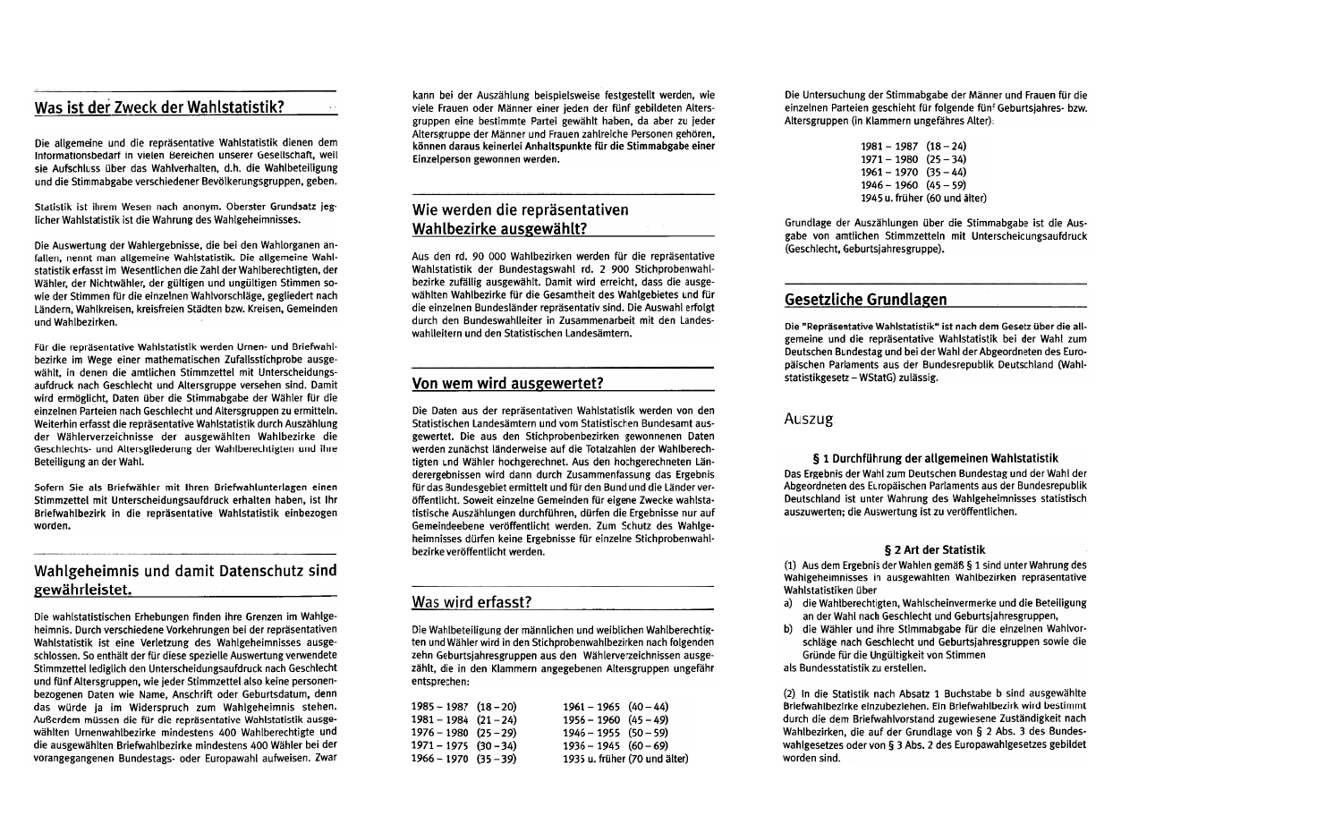## Was ist der Zweck der Wahlstatistik?

Die allgemeine und die repräsentative Wahlstatistik dienen dem Informationsbedarf in vielen Bereichen unserer Gesellschaft, weil sie Aufschluss über das Wahlverhalten, d.h. die Wahlbeteiligung und die Stimmabgabe verschiedener Bevölkerungsgruppen, geben.

Statistik ist ihrem Wesen nach anonym. Oberster Grundsatz jeglicher Wahlstatistik ist die Wahrung des Wahlgeheimnisses.

Die Auswertung der Wahlergebnisse, die bei den Wahlorganen anfallen, nennt man allgemeine Wahlstatistik. Die allgemeine Wahlstatistik erfasst im Wesentlichen die Zahl der Wahlberechtigten, der Wähler, der Nichtwähler, der gültigen und ungültigen Stimmen sowie der Stimmen für die einzelnen Wahlvorschläge, gegliedert nach Ländern, Wahlkreisen, kreisfreien Städten bzw. Kreisen, Gemeinden und Wahlbezirken.

Für die repräsentative Wahlstatistik werden Urnen- und Briefwahlbezirke im Wege einer mathematischen Zufallsstichprobe ausgewählt, in denen die amtlichen Stimmzettel mit Unterscheidungsaufdruck nach Geschlecht und Altersgruppe versehen sind. Damit wird ermöglicht, Daten über die Stimmabgabe der Wähler für die einzelnen Parteien nach Geschlecht und Altersgruppen zu ermitteln. Weiterhin erfasst die repräsentative Wahlstatistik durch Auszählung der Wählerverzeichnisse der ausgewählten Wahlbezirke die Geschlechts- und Altersgliederung der Wahlberechtigten und ihre Beteiligung an der Wahl.

Sofern Sie als Briefwähler mit Ihren Briefwahlunterlagen einen Stimmzettel mit Unterscheidungsaufdruck erhalten haben, ist Ihr Briefwahlbezirk in die repräsentative Wahlstatistik einbezogen worden.

## Wahlgeheimnis und damit Datenschutz sind gewährleistet.

Die wahlstatistischen Erhebungen finden ihre Grenzen im Wahlgeheimnis. Durch verschiedene Vorkehrungen bei der repräsentativen Wahlstatistik ist eine Verletzung des Wahlgeheimnisses ausgeschlossen. So enthält der für diese spezielle Auswertung verwendete Stimmzettel lediglich den Unterscheidungsaufdruck nach Geschlecht und fünf Altersgruppen, wie jeder Stimmzettel also keine personenbezogenen Daten wie Name, Anschrift oder Geburtsdatum, denn das würde ja im Widerspruch zum Wahlgeheimnis stehen. Außerdem müssen die für die repräsentative Wahlstatistik ausgewählten Urnenwahlbezirke mindestens 400 Wahlberechtigte und die ausgewählten Briefwahlbezirke mindestens 400 Wähler bei der vorangegangenen Bundestags- oder Europawahl aufweisen. Zwar kann bei der Auszählung beispielsweise festgestellt werden, wie viele Frauen oder Männer einer jeden der fünf gebildeten Altersgruppen eine bestimmte Partei gewählt haben, da aber zu jeder Altersgruppe der Männer und Frauen zahlreiche Personen gehören, **können daraus keinerlei Anhaltspunkte für die Stimmabgabe einer Einzelperson gewonnen werden.**

## Wie werden die repräsentativen Wahlbezirke ausgewählt?

Aus den rd. 90 000 Wahlbezirken werden für die repräsentative Wahlstatistik der Bundestagswahl rd. 2 900 Stichprobenwahlbezirke zufällig ausgewählt. Damit wird erreicht, dass die ausgewählten Wahlbezirke für die Gesamtheit des Wahlgebietes und für die einzelnen Bundesländer repräsentativ sind. Die Auswahl erfolgt durch den Bundeswahlleiter in Zusammenarbeit mit den Landeswahlleitern und den Statistischen Landesämtern.

## Von wem wird ausgewertet?

Die Daten aus der repräsentativen Wahlstatistik werden von den Statistischen Landesämtern und vom Statistischen Bundesamt ausgewertet. Die aus den Stichprobenbezirken gewonnenen Daten werden zunächst länderweise auf die Totalzahlen der Wahlberechtigten und Wähler hochgerechnet. Aus den hochgerechneten Ländergebnissen wird dann durch Zusammenfassung das Ergebnis für das Bundesgebiet ermittelt und für den Bund und die Länder veröffentlicht. Soweit einzelne Gemeinden für eigene Zwecke wahlstatistische Auszählungen durchführen, dürfen die Ergebnisse nur auf Gemeindeebene veröffentlicht werden. Zum Schutz des Wahlgeheimnisses dürfen keine Ergebnisse für einzelne Stichprobenwahlbezirke veröffentlicht werden.

## Was wird erfasst?

Die Wahlbeteiligung der männlichen und weiblichen Wahlberechtigten und Wähler wird in den Stichprobenwahlbezirken nach folgenden zehn Geburtsjahresgruppen aus den Wählerverzeichnissen ausgezählt, die in den Klammern angegebenen Altersgruppen ungefähr entsprechen:

1985 – 1987 (18 – 20)
1981 – 1984 (21 – 24)
1976 – 1980 (25 – 29)
1971 – 1975 (30 – 34)
1966 – 1970 (35 – 39)
1961 – 1965 (40 – 44)
1956 – 1960 (45 – 49)
1946 – 1955 (50 – 59)
1936 – 1945 (60 – 69)
1935 u. früher (70 und älter)

Die Untersuchung der Stimmabgabe der Männer und Frauen für die einzelnen Parteien geschieht für folgende fünf Geburtsjahres- bzw. Altersgruppen (in Klammern ungefähres Alter):

1981 – 1987 (18 – 24)
1971 – 1980 (25 – 34)
1961 – 1970 (35 – 44)
1946 – 1960 (45 – 59)
1945 u. früher (60 und älter)

Grundlage der Auszählungen über die Stimmabgabe ist die Ausgabe von amtlichen Stimmzetteln mit Unterscheidungsaufdruck (Geschlecht, Geburtsjahresgruppe).

## Gesetzliche Grundlagen

**Die "Repräsentative Wahlstatistik" ist nach dem Gesetz über die allgemeine und die repräsentative Wahlstatistik bei der Wahl zum Deutschen Bundestag und bei der Wahl der Abgeordneten des Europäischen Parlaments aus der Bundesrepublik Deutschland (Wahlstatistikgesetz – WStatG) zulässig.**

## Auszug

### § 1 Durchführung der allgemeinen Wahlstatistik

Das Ergebnis der Wahl zum Deutschen Bundestag und der Wahl der Abgeordneten des Europäischen Parlaments aus der Bundesrepublik Deutschland ist unter Wahrung des Wahlgeheimnisses statistisch auszuwerten; die Auswertung ist zu veröffentlichen.

### § 2 Art der Statistik

(1) Aus dem Ergebnis der Wahlen gemäß § 1 sind unter Wahrung des Wahlgeheimnisses in ausgewählten Wahlbezirken repräsentative Wahlstatistiken über

a) die Wahlberechtigten, Wahlscheinvermerke und die Beteiligung an der Wahl nach Geschlecht und Geburtsjahresgruppen,
b) die Wähler und ihre Stimmabgabe für die einzelnen Wahlvorschläge nach Geschlecht und Geburtsjahresgruppen sowie die Gründe für die Ungültigkeit von Stimmen

als Bundesstatistik zu erstellen.

(2) In die Statistik nach Absatz 1 Buchstabe b sind ausgewählte Briefwahlbezirke einzubeziehen. Ein Briefwahlbezirk wird bestimmt durch die dem Briefwahlvorstand zugewiesene Zuständigkeit nach Wahlbezirken, die auf der Grundlage von § 2 Abs. 3 des Bundeswahlgesetzes oder von § 3 Abs. 2 des Europawahlgesetzes gebildet worden sind.